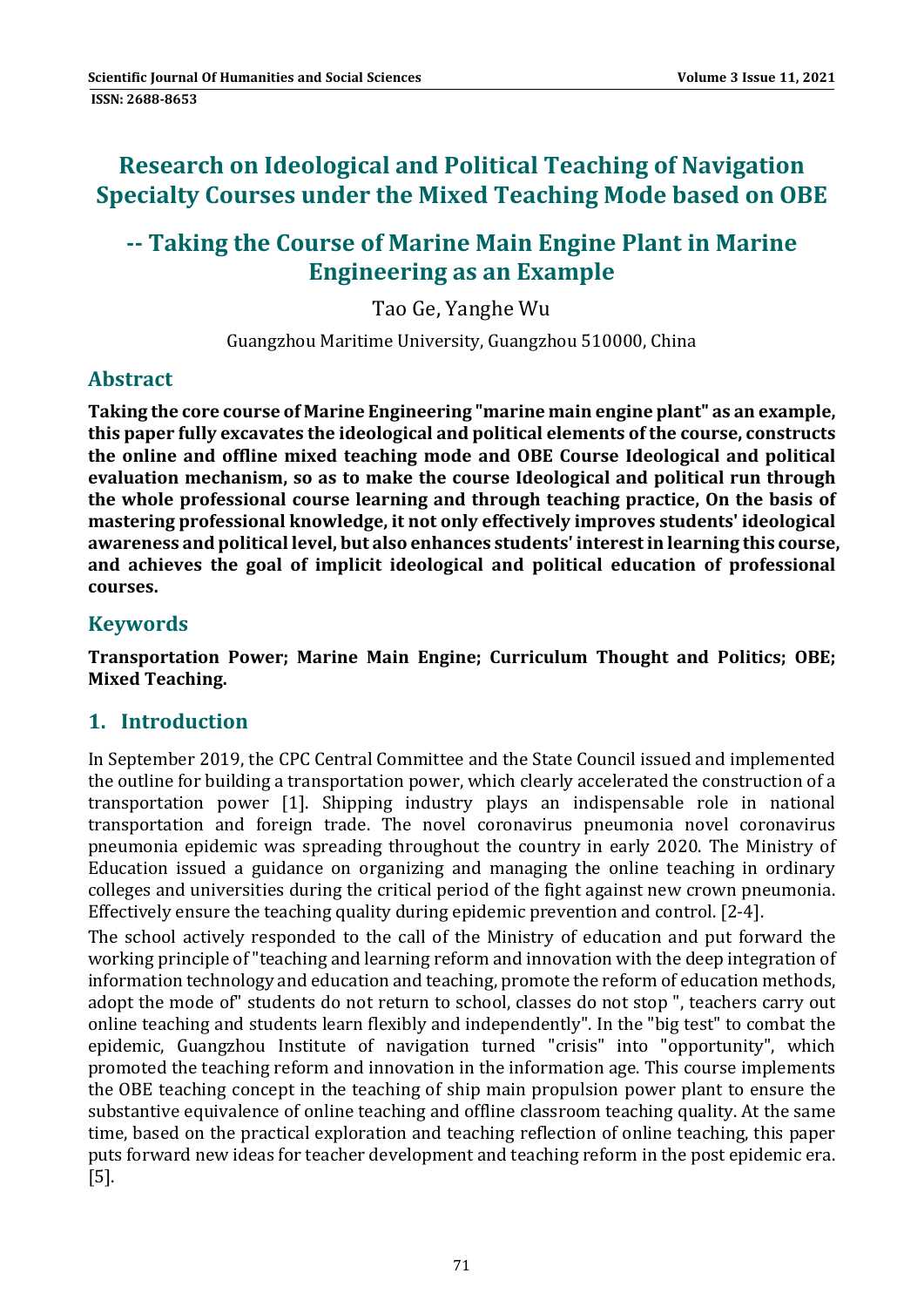# Research on Ideological and Political Teaching of Navigation Specialty Courses under the Mixed Teaching Mode based on OBE

## -- Taking the Course of Marine Main Engine Plant in Marine Engineering as an Example

Tao Ge, Yanghe Wu

Guangzhou Maritime University, Guangzhou 510000, China

## Abstract

**Taking the core course of Marine Engineering "marine main engine plant" as an example, this paper fully excavates the ideological and political elements of the course, constructs the online and offline mixed teaching mode and OBE Course Ideological and political evaluation mechanism, so as to make the course Ideological and political run through the whole professional course learning and through teaching practice, On the basis of mastering professional knowledge, it not only effectively improves students' ideological awareness and political level, but also enhances students' interest in learning this course, and achieves the goal of implicit ideological and political education of professional courses.**

## Keywords

**Transportation Power; Marine Main Engine; Curriculum Thought and Politics; OBE; Mixed Teaching.**

## 1. Introduction

In September 2019, the CPC Central Committee and the State Council issued and implemented the outline for building a transportation power, which clearly accelerated the construction of a transportation power [1]. Shipping industry plays an indispensable role in national transportation and foreign trade. The novel coronavirus pneumonia novel coronavirus pneumonia epidemic was spreading throughout the country in early 2020. The Ministry of Education issued a guidance on organizing and managing the online teaching in ordinary colleges and universities during the critical period of the fight against new crown pneumonia. Effectively ensure the teaching quality during epidemic prevention and control. [2-4].

The school actively responded to the call of the Ministry of education and put forward the working principle of "teaching and learning reform and innovation with the deep integration of information technology and education and teaching, promote the reform of education methods, adopt the mode of" students do not return to school, classes do not stop ", teachers carry out online teaching and students learn flexibly and independently". In the "big test" to combat the epidemic, Guangzhou Institute of navigation turned "crisis" into "opportunity", which promoted the teaching reform and innovation in the information age. This course implements the OBE teaching concept in the teaching of ship main propulsion power plant to ensure the substantive equivalence of online teaching and offline classroom teaching quality. At the same time, based on the practical exploration and teaching reflection of online teaching, this paper puts forward new ideas for teacher development and teaching reform in the post epidemic era. [5].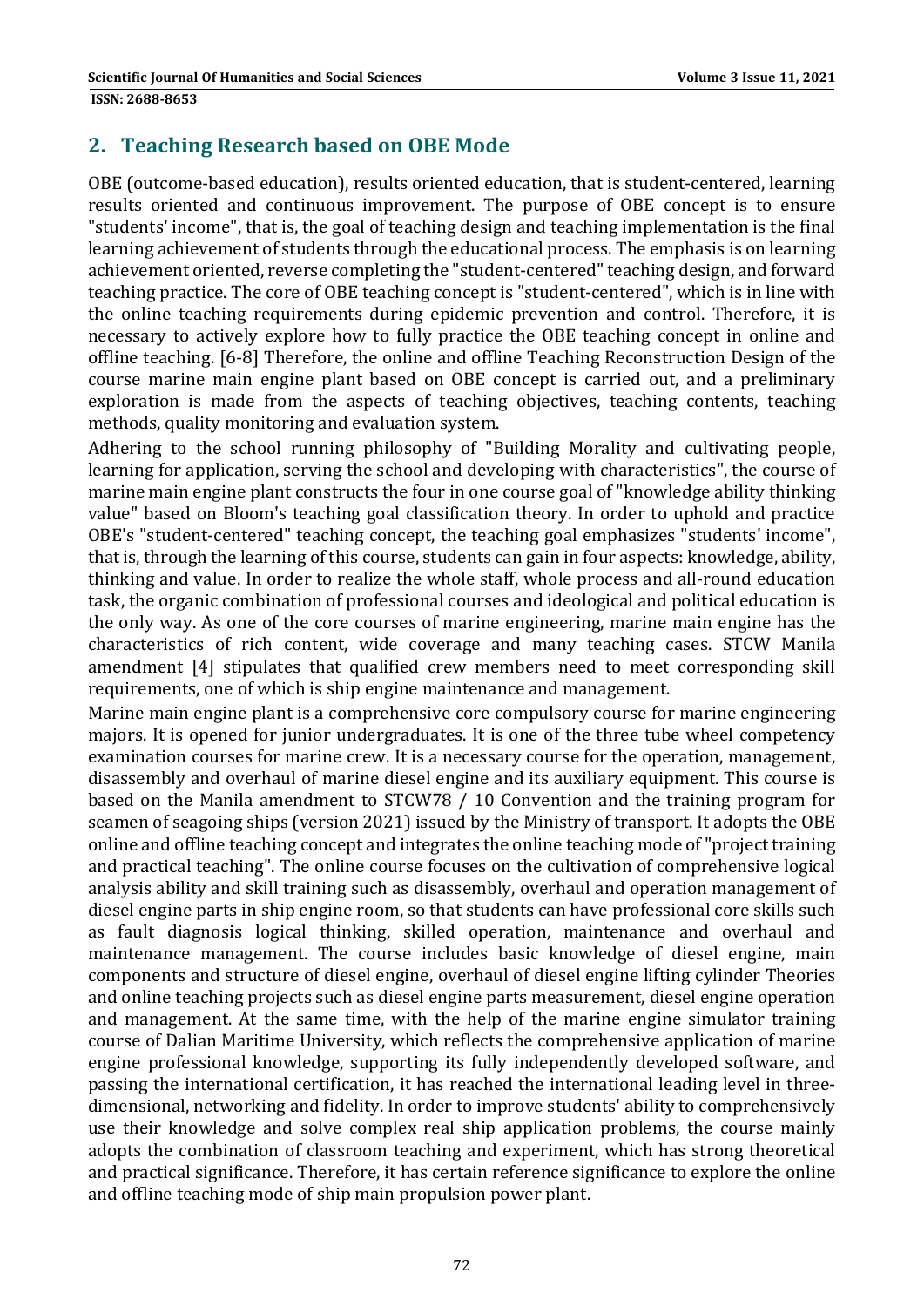## 2. Teaching Research based on OBE Mode

OBE (outcome-based education), results oriented education, that is student-centered, learning results oriented and continuous improvement. The purpose of OBE concept is to ensure "students' income", that is, the goal of teaching design and teaching implementation is the final learning achievement of students through the educational process. The emphasis is on learning achievement oriented, reverse completing the "student-centered" teaching design, and forward teaching practice. The core of OBE teaching concept is "student-centered", which is in line with the online teaching requirements during epidemic prevention and control. Therefore, it is necessary to actively explore how to fully practice the OBE teaching concept in online and offline teaching. [6-8] Therefore, the online and offline Teaching Reconstruction Design of the course marine main engine plant based on OBE concept is carried out, and a preliminary exploration is made from the aspects of teaching objectives, teaching contents, teaching methods, quality monitoring and evaluation system.

Adhering to the school running philosophy of "Building Morality and cultivating people, learning for application, serving the school and developing with characteristics", the course of marine main engine plant constructs the four in one course goal of "knowledge ability thinking value" based on Bloom's teaching goal classification theory. In order to uphold and practice OBE's "student-centered" teaching concept, the teaching goal emphasizes "students' income", that is, through the learning of this course, students can gain in four aspects: knowledge, ability, thinking and value. In order to realize the whole staff, whole process and all-round education task, the organic combination of professional courses and ideological and political education is the only way. As one of the core courses of marine engineering, marine main engine has the characteristics of rich content, wide coverage and many teaching cases. STCW Manila amendment [4] stipulates that qualified crew members need to meet corresponding skill requirements, one of which is ship engine maintenance and management.

Marine main engine plant is a comprehensive core compulsory course for marine engineering majors. It is opened for junior undergraduates. It is one of the three tube wheel competency examination courses for marine crew. It is a necessary course for the operation, management, disassembly and overhaul of marine diesel engine and its auxiliary equipment. This course is based on the Manila amendment to STCW78 / 10 Convention and the training program for seamen of seagoing ships (version 2021) issued by the Ministry of transport. It adopts the OBE online and offline teaching concept and integrates the online teaching mode of "project training and practical teaching". The online course focuses on the cultivation of comprehensive logical analysis ability and skill training such as disassembly, overhaul and operation management of diesel engine parts in ship engine room, so that students can have professional core skills such as fault diagnosis logical thinking, skilled operation, maintenance and overhaul and maintenance management. The course includes basic knowledge of diesel engine, main components and structure of diesel engine, overhaul of diesel engine lifting cylinder Theories and online teaching projects such as diesel engine parts measurement, diesel engine operation and management. At the same time, with the help of the marine engine simulator training course of Dalian Maritime University, which reflects the comprehensive application of marine engine professional knowledge, supporting its fully independently developed software, and passing the international certification, it has reached the international leading level in three-dimensional, networking and fidelity. In order to improve students' ability to comprehensively use their knowledge and solve complex real ship application problems, the course mainly adopts the combination of classroom teaching and experiment, which has strong theoretical and practical significance. Therefore, it has certain reference significance to explore the online and offline teaching mode of ship main propulsion power plant.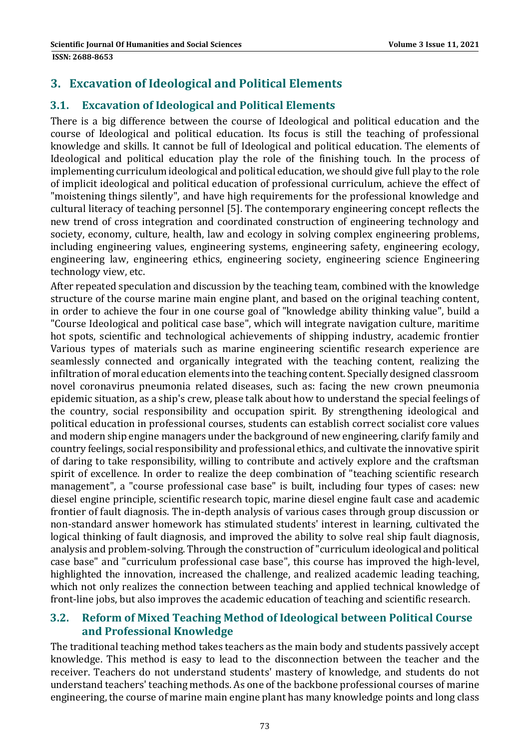## 3. Excavation of Ideological and Political Elements

### 3.1. Excavation of Ideological and Political Elements

There is a big difference between the course of Ideological and political education and the course of Ideological and political education. Its focus is still the teaching of professional knowledge and skills. It cannot be full of Ideological and political education. The elements of Ideological and political education play the role of the finishing touch. In the process of implementing curriculum ideological and political education, we should give full play to the role of implicit ideological and political education of professional curriculum, achieve the effect of "moistening things silently", and have high requirements for the professional knowledge and cultural literacy of teaching personnel [5]. The contemporary engineering concept reflects the new trend of cross integration and coordinated construction of engineering technology and society, economy, culture, health, law and ecology in solving complex engineering problems, including engineering values, engineering systems, engineering safety, engineering ecology, engineering law, engineering ethics, engineering society, engineering science Engineering technology view, etc.

After repeated speculation and discussion by the teaching team, combined with the knowledge structure of the course marine main engine plant, and based on the original teaching content, in order to achieve the four in one course goal of "knowledge ability thinking value", build a "Course Ideological and political case base", which will integrate navigation culture, maritime hot spots, scientific and technological achievements of shipping industry, academic frontier Various types of materials such as marine engineering scientific research experience are seamlessly connected and organically integrated with the teaching content, realizing the infiltration of moral education elements into the teaching content. Specially designed classroom novel coronavirus pneumonia related diseases, such as: facing the new crown pneumonia epidemic situation, as a ship's crew, please talk about how to understand the special feelings of the country, social responsibility and occupation spirit. By strengthening ideological and political education in professional courses, students can establish correct socialist core values and modern ship engine managers under the background of new engineering, clarify family and country feelings, social responsibility and professional ethics, and cultivate the innovative spirit of daring to take responsibility, willing to contribute and actively explore and the craftsman spirit of excellence. In order to realize the deep combination of "teaching scientific research management", a "course professional case base" is built, including four types of cases: new diesel engine principle, scientific research topic, marine diesel engine fault case and academic frontier of fault diagnosis. The in-depth analysis of various cases through group discussion or non-standard answer homework has stimulated students' interest in learning, cultivated the logical thinking of fault diagnosis, and improved the ability to solve real ship fault diagnosis, analysis and problem-solving. Through the construction of "curriculum ideological and political case base" and "curriculum professional case base", this course has improved the high-level, highlighted the innovation, increased the challenge, and realized academic leading teaching, which not only realizes the connection between teaching and applied technical knowledge of front-line jobs, but also improves the academic education of teaching and scientific research.

### 3.2. Reform of Mixed Teaching Method of Ideological between Political Course and Professional Knowledge

The traditional teaching method takes teachers as the main body and students passively accept knowledge. This method is easy to lead to the disconnection between the teacher and the receiver. Teachers do not understand students' mastery of knowledge, and students do not understand teachers' teaching methods. As one of the backbone professional courses of marine engineering, the course of marine main engine plant has many knowledge points and long class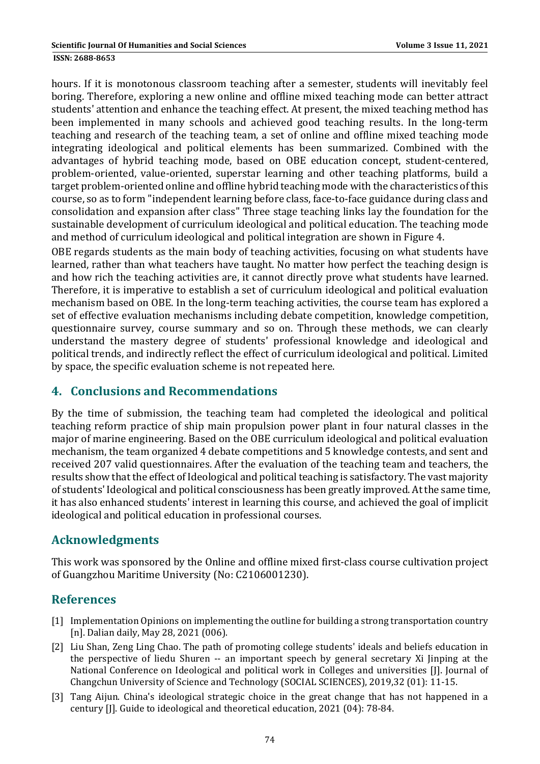hours. If it is monotonous classroom teaching after a semester, students will inevitably feel boring. Therefore, exploring a new online and offline mixed teaching mode can better attract students' attention and enhance the teaching effect. At present, the mixed teaching method has been implemented in many schools and achieved good teaching results. In the long-term teaching and research of the teaching team, a set of online and offline mixed teaching mode integrating ideological and political elements has been summarized. Combined with the advantages of hybrid teaching mode, based on OBE education concept, student-centered, problem-oriented, value-oriented, superstar learning and other teaching platforms, build a target problem-oriented online and offline hybrid teaching mode with the characteristics of this course, so as to form "independent learning before class, face-to-face guidance during class and consolidation and expansion after class" Three stage teaching links lay the foundation for the sustainable development of curriculum ideological and political education. The teaching mode and method of curriculum ideological and political integration are shown in Figure 4.

OBE regards students as the main body of teaching activities, focusing on what students have learned, rather than what teachers have taught. No matter how perfect the teaching design is and how rich the teaching activities are, it cannot directly prove what students have learned. Therefore, it is imperative to establish a set of curriculum ideological and political evaluation mechanism based on OBE. In the long-term teaching activities, the course team has explored a set of effective evaluation mechanisms including debate competition, knowledge competition, questionnaire survey, course summary and so on. Through these methods, we can clearly understand the mastery degree of students' professional knowledge and ideological and political trends, and indirectly reflect the effect of curriculum ideological and political. Limited by space, the specific evaluation scheme is not repeated here.

## 4. Conclusions and Recommendations

By the time of submission, the teaching team had completed the ideological and political teaching reform practice of ship main propulsion power plant in four natural classes in the major of marine engineering. Based on the OBE curriculum ideological and political evaluation mechanism, the team organized 4 debate competitions and 5 knowledge contests, and sent and received 207 valid questionnaires. After the evaluation of the teaching team and teachers, the results show that the effect of Ideological and political teaching is satisfactory. The vast majority of students' Ideological and political consciousness has been greatly improved. At the same time, it has also enhanced students' interest in learning this course, and achieved the goal of implicit ideological and political education in professional courses.

## Acknowledgments

This work was sponsored by the Online and offline mixed first-class course cultivation project of Guangzhou Maritime University (No: C2106001230).

## References

[1] Implementation Opinions on implementing the outline for building a strong transportation country [n]. Dalian daily, May 28, 2021 (006).

[2] Liu Shan, Zeng Ling Chao. The path of promoting college students' ideals and beliefs education in the perspective of liedu Shuren -- an important speech by general secretary Xi Jinping at the National Conference on Ideological and political work in Colleges and universities [J]. Journal of Changchun University of Science and Technology (SOCIAL SCIENCES), 2019,32 (01): 11-15.

[3] Tang Aijun. China's ideological strategic choice in the great change that has not happened in a century [J]. Guide to ideological and theoretical education, 2021 (04): 78-84.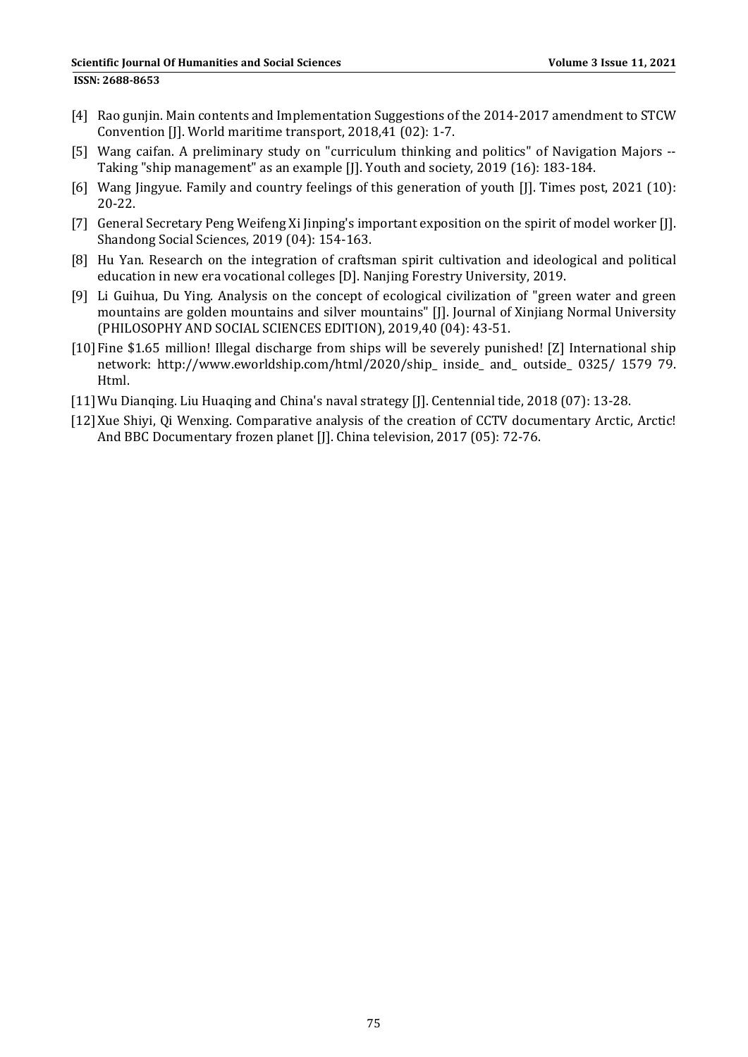[4] Rao gunjin. Main contents and Implementation Suggestions of the 2014-2017 amendment to STCW Convention [J]. World maritime transport, 2018,41 (02): 1-7.

[5] Wang caifan. A preliminary study on "curriculum thinking and politics" of Navigation Majors -- Taking "ship management" as an example [J]. Youth and society, 2019 (16): 183-184.

[6] Wang Jingyue. Family and country feelings of this generation of youth [J]. Times post, 2021 (10): 20-22.

[7] General Secretary Peng Weifeng Xi Jinping's important exposition on the spirit of model worker [J]. Shandong Social Sciences, 2019 (04): 154-163.

[8] Hu Yan. Research on the integration of craftsman spirit cultivation and ideological and political education in new era vocational colleges [D]. Nanjing Forestry University, 2019.

[9] Li Guihua, Du Ying. Analysis on the concept of ecological civilization of "green water and green mountains are golden mountains and silver mountains" [J]. Journal of Xinjiang Normal University (PHILOSOPHY AND SOCIAL SCIENCES EDITION), 2019,40 (04): 43-51.

[10] Fine $1.65 million! Illegal discharge from ships will be severely punished! [Z] International ship network: http://www.eworldship.com/html/2020/ship_ inside_ and_ outside_ 0325/ 1579 79. Html.

[11] Wu Dianqing. Liu Huaqing and China's naval strategy [J]. Centennial tide, 2018 (07): 13-28.

[12] Xue Shiyi, Qi Wenxing. Comparative analysis of the creation of CCTV documentary Arctic, Arctic! And BBC Documentary frozen planet [J]. China television, 2017 (05): 72-76.